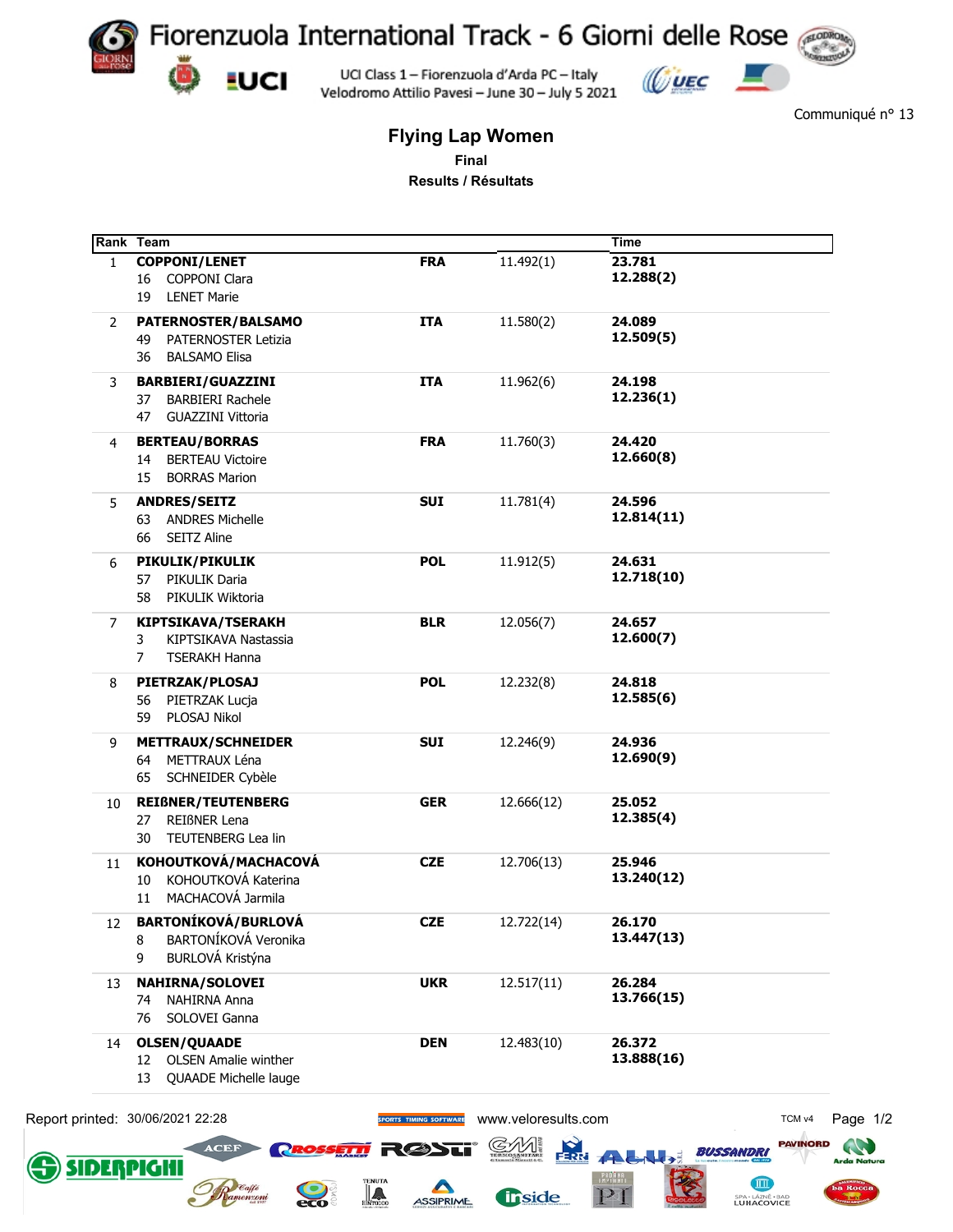# Fiorenzuola International Track - 6 Giorni delle Rose

UCI Class 1 – Fiorenzuola d'Arda PC – Italy
Velodromo Attilio Pavesi – June 30 – July 5 2021

Communiqué n° 13

## Flying Lap Women

**Final**

**Results / Résultats**

| Rank | Team | | | Time |
|---|---|---|---|---|
| 1 | **COPPONI/LENET**<br>16 COPPONI Clara<br>19 LENET Marie | **FRA** | 11.492(1) | **23.781**<br>**12.288(2)** |
| 2 | **PATERNOSTER/BALSAMO**<br>49 PATERNOSTER Letizia<br>36 BALSAMO Elisa | **ITA** | 11.580(2) | **24.089**<br>**12.509(5)** |
| 3 | **BARBIERI/GUAZZINI**<br>37 BARBIERI Rachele<br>47 GUAZZINI Vittoria | **ITA** | 11.962(6) | **24.198**<br>**12.236(1)** |
| 4 | **BERTEAU/BORRAS**<br>14 BERTEAU Victoire<br>15 BORRAS Marion | **FRA** | 11.760(3) | **24.420**<br>**12.660(8)** |
| 5 | **ANDRES/SEITZ**<br>63 ANDRES Michelle<br>66 SEITZ Aline | **SUI** | 11.781(4) | **24.596**<br>**12.814(11)** |
| 6 | **PIKULIK/PIKULIK**<br>57 PIKULIK Daria<br>58 PIKULIK Wiktoria | **POL** | 11.912(5) | **24.631**<br>**12.718(10)** |
| 7 | **KIPTSIKAVA/TSERAKH**<br>3 KIPTSIKAVA Nastassia<br>7 TSERAKH Hanna | **BLR** | 12.056(7) | **24.657**<br>**12.600(7)** |
| 8 | **PIETRZAK/PLOSAJ**<br>56 PIETRZAK Lucja<br>59 PLOSAJ Nikol | **POL** | 12.232(8) | **24.818**<br>**12.585(6)** |
| 9 | **METTRAUX/SCHNEIDER**<br>64 METTRAUX Léna<br>65 SCHNEIDER Cybèle | **SUI** | 12.246(9) | **24.936**<br>**12.690(9)** |
| 10 | **REIßNER/TEUTENBERG**<br>27 REIßNER Lena<br>30 TEUTENBERG Lea lin | **GER** | 12.666(12) | **25.052**<br>**12.385(4)** |
| 11 | **KOHOUTKOVÁ/MACHACOVÁ**<br>10 KOHOUTKOVÁ Katerina<br>11 MACHACOVÁ Jarmila | **CZE** | 12.706(13) | **25.946**<br>**13.240(12)** |
| 12 | **BARTONÍKOVÁ/BURLOVÁ**<br>8 BARTONÍKOVÁ Veronika<br>9 BURLOVÁ Kristýna | **CZE** | 12.722(14) | **26.170**<br>**13.447(13)** |
| 13 | **NAHIRNA/SOLOVEI**<br>74 NAHIRNA Anna<br>76 SOLOVEI Ganna | **UKR** | 12.517(11) | **26.284**<br>**13.766(15)** |
| 14 | **OLSEN/QUAADE**<br>12 OLSEN Amalie winther<br>13 QUAADE Michelle lauge | **DEN** | 12.483(10) | **26.372**<br>**13.888(16)** |

Report printed: 30/06/2021 22:28 www.veloresults.com TCM v4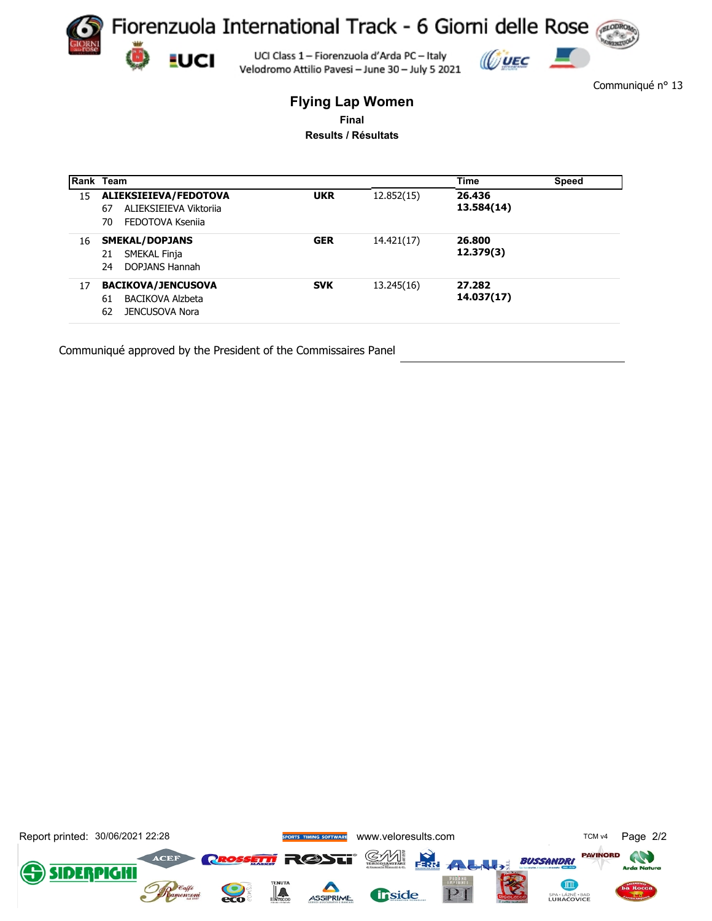Communiqué n° 13

## Flying Lap Women

**Final**

**Results / Résultats**

| Rank | Team | | | Time | Speed |
|---|---|---|---|---|---|
| 15 | **ALIEKSIEIEVA/FEDOTOVA** | **UKR** | 12.852(15) | **26.436** | |
| | 67 ALIEKSIEIEVA Viktoriia | | | **13.584(14)** | |
| | 70 FEDOTOVA Ksenija | | | | |
| 16 | **SMEKAL/DOPJANS** | **GER** | 14.421(17) | **26.800** | |
| | 21 SMEKAL Finja | | | **12.379(3)** | |
| | 24 DOPJANS Hannah | | | | |
| 17 | **BACIKOVA/JENCUSOVA** | **SVK** | 13.245(16) | **27.282** | |
| | 61 BACIKOVA Alzbeta | | | **14.037(17)** | |
| | 62 JENCUSOVA Nora | | | | |

Communiqué approved by the President of the Commissaires Panel \_\_\_\_\_\_\_\_\_\_\_\_\_\_\_\_\_\_\_\_\_\_\_\_

Report printed: 30/06/2021 22:28